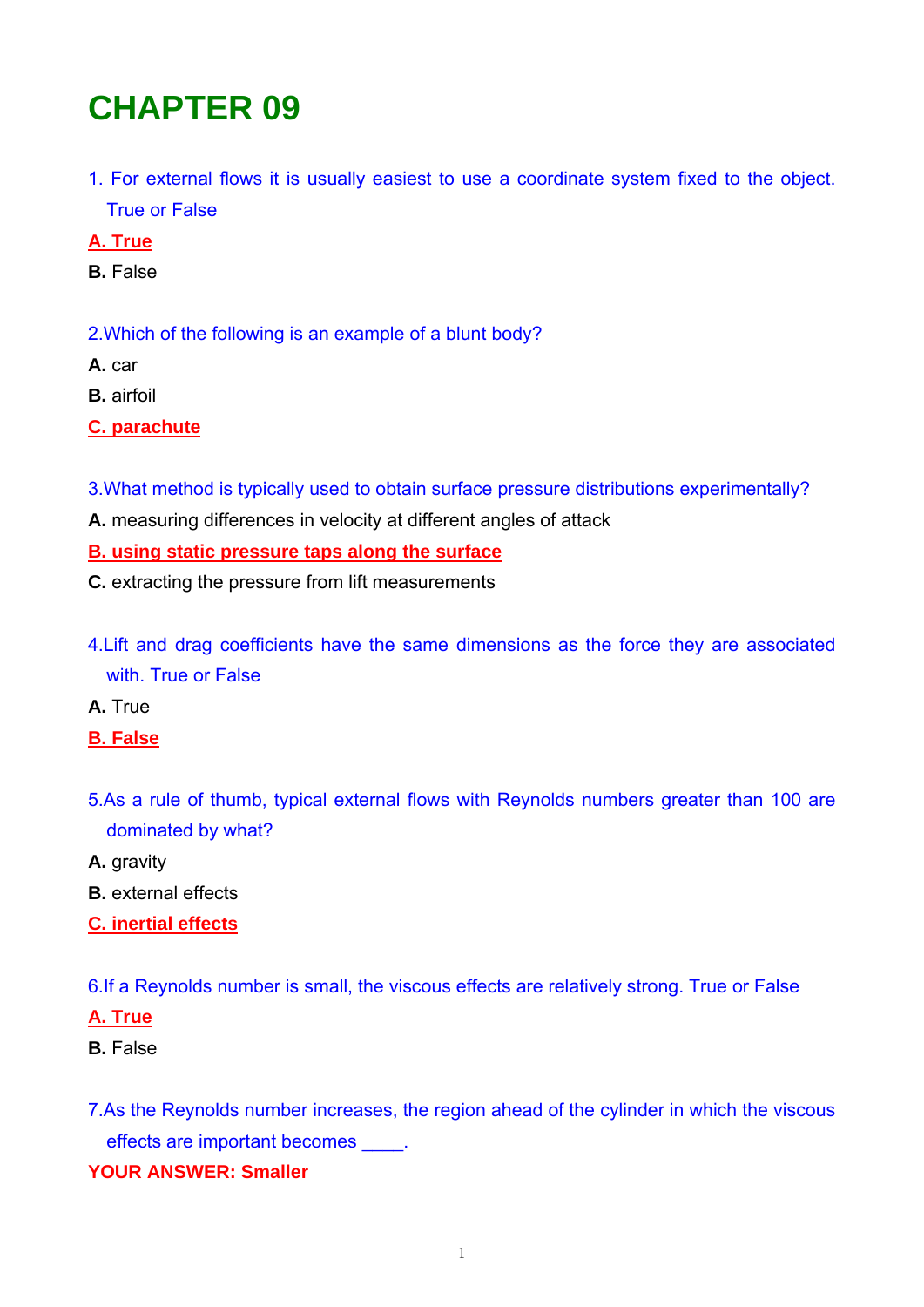# CHAPTER 09

1. For external flows it is usually easiest to use a coordinate system fixed to the object. True or False

**A. True**

**B.** False

2.Which of the following is an example of a blunt body?

**A.** car

**B.** airfoil

**C. parachute**

3.What method is typically used to obtain surface pressure distributions experimentally?

**A.** measuring differences in velocity at different angles of attack

**B. using static pressure taps along the surface**

**C.** extracting the pressure from lift measurements

4.Lift and drag coefficients have the same dimensions as the force they are associated with. True or False

**A.** True

**B. False**

5.As a rule of thumb, typical external flows with Reynolds numbers greater than 100 are dominated by what?

**A.** gravity

**B.** external effects

**C. inertial effects**

6.If a Reynolds number is small, the viscous effects are relatively strong. True or False

**A. True**

**B.** False

7.As the Reynolds number increases, the region ahead of the cylinder in which the viscous effects are important becomes ____.

**YOUR ANSWER: Smaller**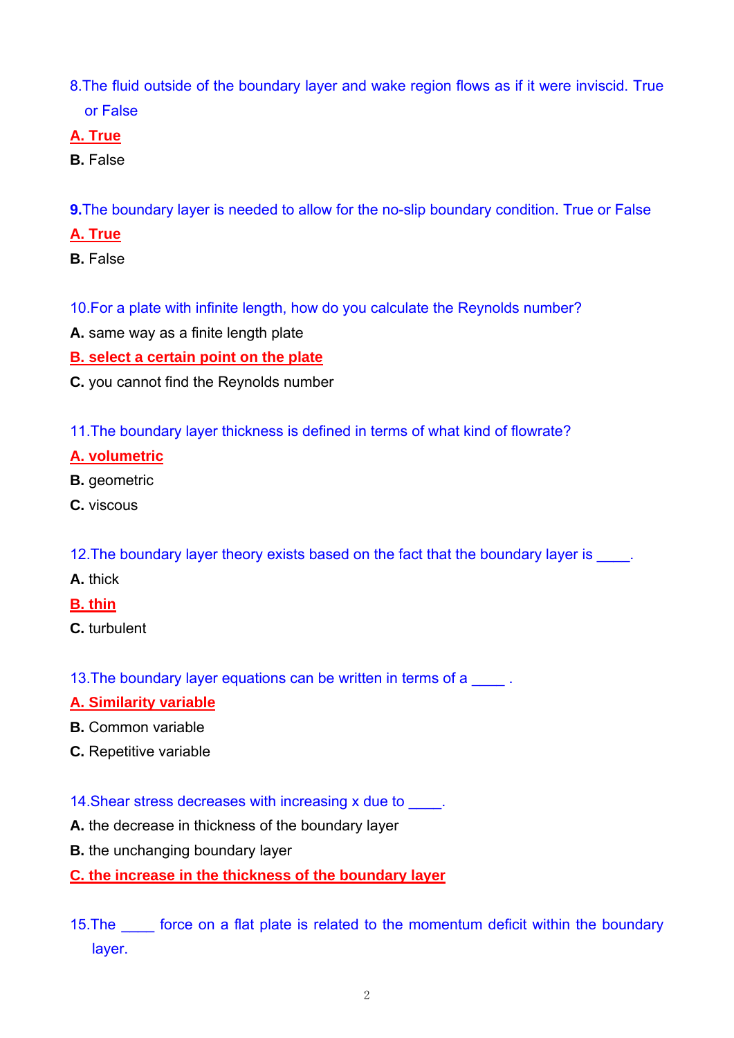8.The fluid outside of the boundary layer and wake region flows as if it were inviscid. True or False

**A. True**

**B.** False

**9.**The boundary layer is needed to allow for the no-slip boundary condition. True or False

**A. True**

**B.** False

10.For a plate with infinite length, how do you calculate the Reynolds number?

**A.** same way as a finite length plate

**B. select a certain point on the plate**

**C.** you cannot find the Reynolds number

11.The boundary layer thickness is defined in terms of what kind of flowrate?

**A. volumetric**

**B.** geometric

**C.** viscous

12.The boundary layer theory exists based on the fact that the boundary layer is ____.

**A.** thick

**B. thin**

**C.** turbulent

13.The boundary layer equations can be written in terms of a ____ .

**A. Similarity variable**

**B.** Common variable

**C.** Repetitive variable

14.Shear stress decreases with increasing x due to ____.

**A.** the decrease in thickness of the boundary layer

**B.** the unchanging boundary layer

**C. the increase in the thickness of the boundary layer**

15.The ____ force on a flat plate is related to the momentum deficit within the boundary layer.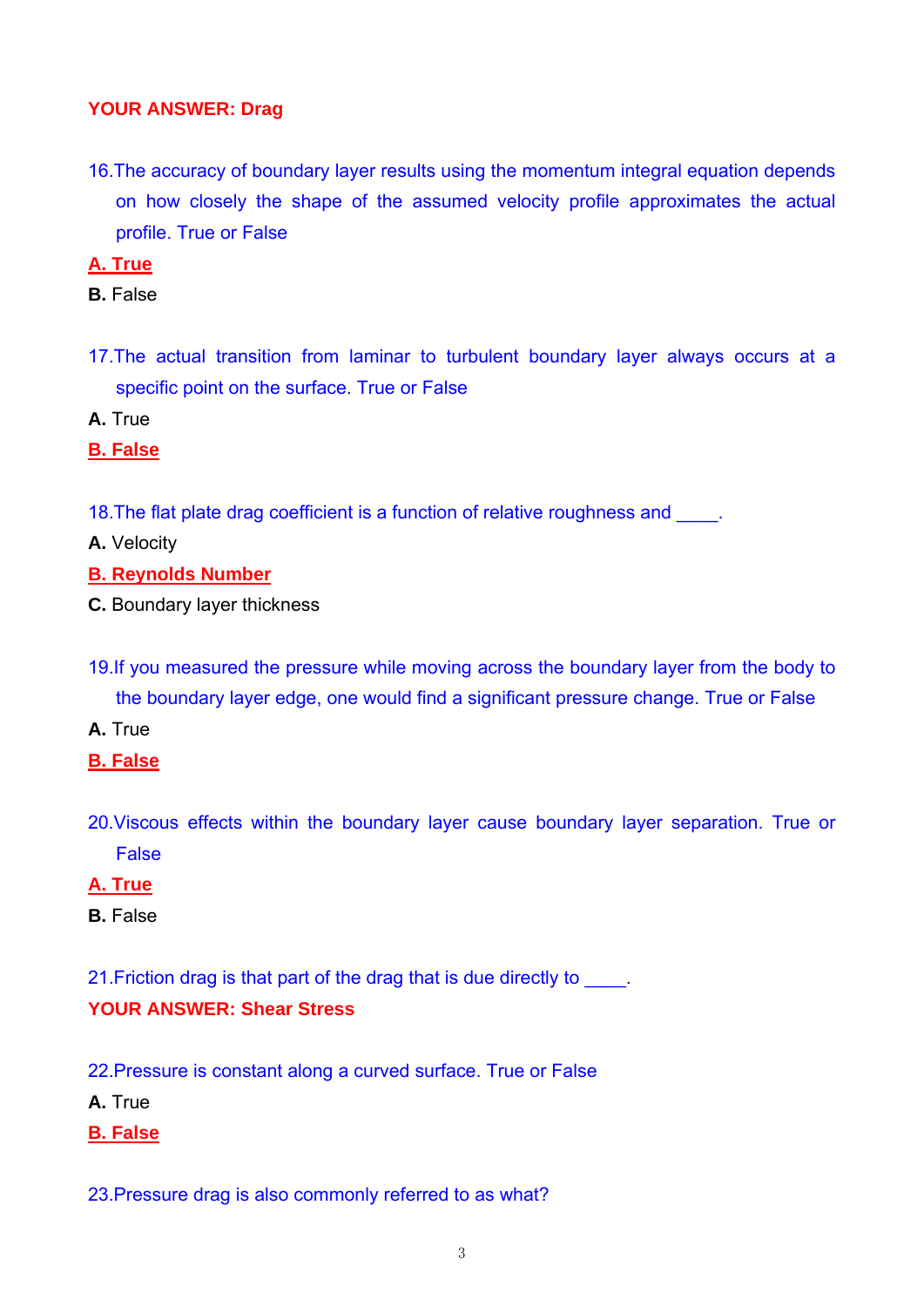**YOUR ANSWER: Drag**

16. The accuracy of boundary layer results using the momentum integral equation depends on how closely the shape of the assumed velocity profile approximates the actual profile. True or False

**A. True**

**B.** False

17. The actual transition from laminar to turbulent boundary layer always occurs at a specific point on the surface. True or False

**A.** True

**B. False**

18. The flat plate drag coefficient is a function of relative roughness and ____.

**A.** Velocity

**B. Reynolds Number**

**C.** Boundary layer thickness

19. If you measured the pressure while moving across the boundary layer from the body to the boundary layer edge, one would find a significant pressure change. True or False

**A.** True

**B. False**

20. Viscous effects within the boundary layer cause boundary layer separation. True or False

**A. True**

**B.** False

21. Friction drag is that part of the drag that is due directly to ____.

**YOUR ANSWER: Shear Stress**

22. Pressure is constant along a curved surface. True or False

**A.** True

**B. False**

23. Pressure drag is also commonly referred to as what?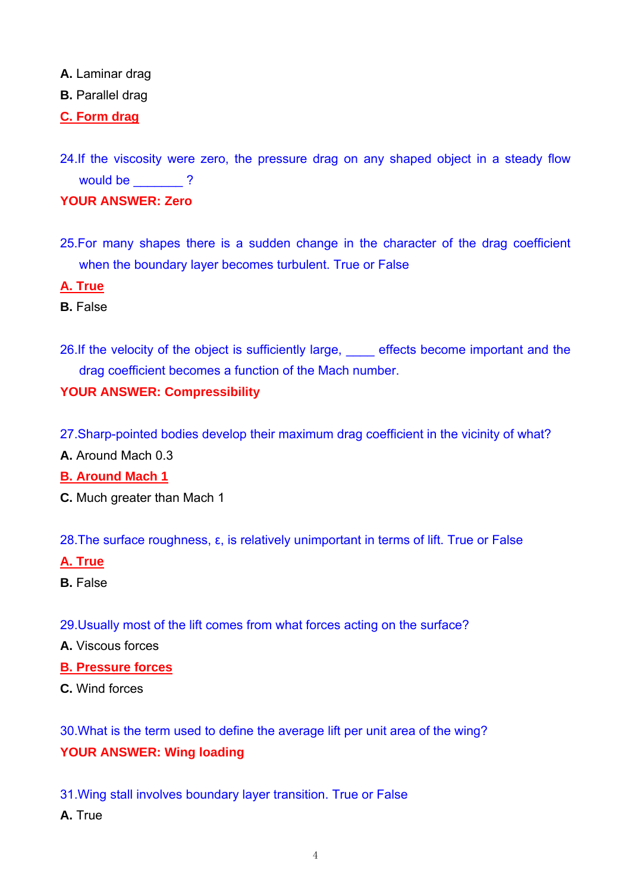**A.** Laminar drag

**B.** Parallel drag

**C. Form drag**

24.If the viscosity were zero, the pressure drag on any shaped object in a steady flow would be _______ ?

**YOUR ANSWER: Zero**

25.For many shapes there is a sudden change in the character of the drag coefficient when the boundary layer becomes turbulent. True or False

**A. True**

**B.** False

26.If the velocity of the object is sufficiently large, ____ effects become important and the drag coefficient becomes a function of the Mach number.

**YOUR ANSWER: Compressibility**

27.Sharp-pointed bodies develop their maximum drag coefficient in the vicinity of what?

**A.** Around Mach 0.3

**B. Around Mach 1**

**C.** Much greater than Mach 1

28.The surface roughness, $\varepsilon$, is relatively unimportant in terms of lift. True or False

**A. True**

**B.** False

29.Usually most of the lift comes from what forces acting on the surface?

**A.** Viscous forces

**B. Pressure forces**

**C.** Wind forces

30.What is the term used to define the average lift per unit area of the wing?

**YOUR ANSWER: Wing loading**

31.Wing stall involves boundary layer transition. True or False

**A.** True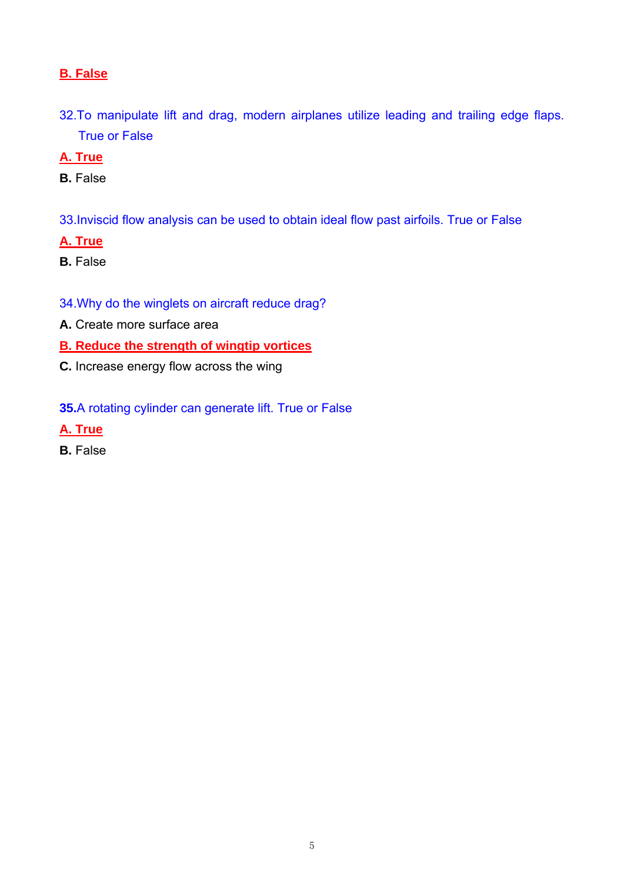**B. False**

32.To manipulate lift and drag, modern airplanes utilize leading and trailing edge flaps. True or False

**A. True**

**B.** False

33.Inviscid flow analysis can be used to obtain ideal flow past airfoils. True or False

**A. True**

**B.** False

34.Why do the winglets on aircraft reduce drag?

**A.** Create more surface area

**B. Reduce the strength of wingtip vortices**

**C.** Increase energy flow across the wing

**35.**A rotating cylinder can generate lift. True or False

**A. True**

**B.** False